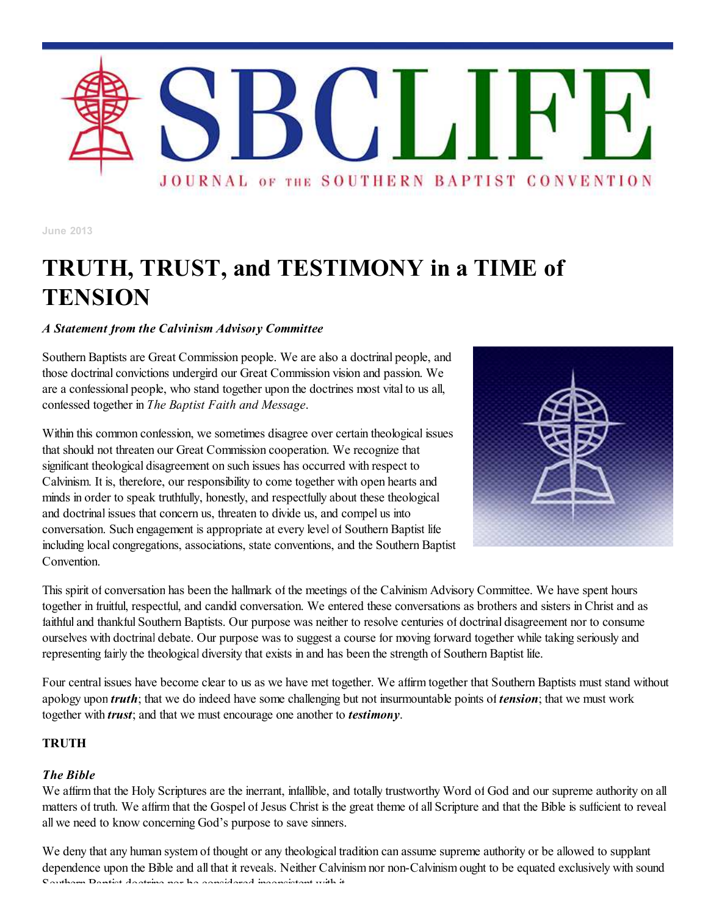# SBCLIFE

JOURNAL OF THE SOUTHERN BAPTIST CONVENTION

June 2013

# TRUTH, TRUST, and TESTIMONY in a TIME of TENSION

***A Statement from the Calvinism Advisory Committee***

Southern Baptists are Great Commission people. We are also a doctrinal people, and those doctrinal convictions undergird our Great Commission vision and passion. We are a confessional people, who stand together upon the doctrines most vital to us all, confessed together in *The Baptist Faith and Message*.

Within this common confession, we sometimes disagree over certain theological issues that should not threaten our Great Commission cooperation. We recognize that significant theological disagreement on such issues has occurred with respect to Calvinism. It is, therefore, our responsibility to come together with open hearts and minds in order to speak truthfully, honestly, and respectfully about these theological and doctrinal issues that concern us, threaten to divide us, and compel us into conversation. Such engagement is appropriate at every level of Southern Baptist life including local congregations, associations, state conventions, and the Southern Baptist Convention.

This spirit of conversation has been the hallmark of the meetings of the Calvinism Advisory Committee. We have spent hours together in fruitful, respectful, and candid conversation. We entered these conversations as brothers and sisters in Christ and as faithful and thankful Southern Baptists. Our purpose was neither to resolve centuries of doctrinal disagreement nor to consume ourselves with doctrinal debate. Our purpose was to suggest a course for moving forward together while taking seriously and representing fairly the theological diversity that exists in and has been the strength of Southern Baptist life.

Four central issues have become clear to us as we have met together. We affirm together that Southern Baptists must stand without apology upon ***truth***; that we do indeed have some challenging but not insurmountable points of ***tension***; that we must work together with ***trust***; and that we must encourage one another to ***testimony***.

**TRUTH**

***The Bible***

We affirm that the Holy Scriptures are the inerrant, infallible, and totally trustworthy Word of God and our supreme authority on all matters of truth. We affirm that the Gospel of Jesus Christ is the great theme of all Scripture and that the Bible is sufficient to reveal all we need to know concerning God's purpose to save sinners.

We deny that any human system of thought or any theological tradition can assume supreme authority or be allowed to supplant dependence upon the Bible and all that it reveals. Neither Calvinism nor non-Calvinism ought to be equated exclusively with sound Southern Baptist doctrine nor be considered inconsistent with it.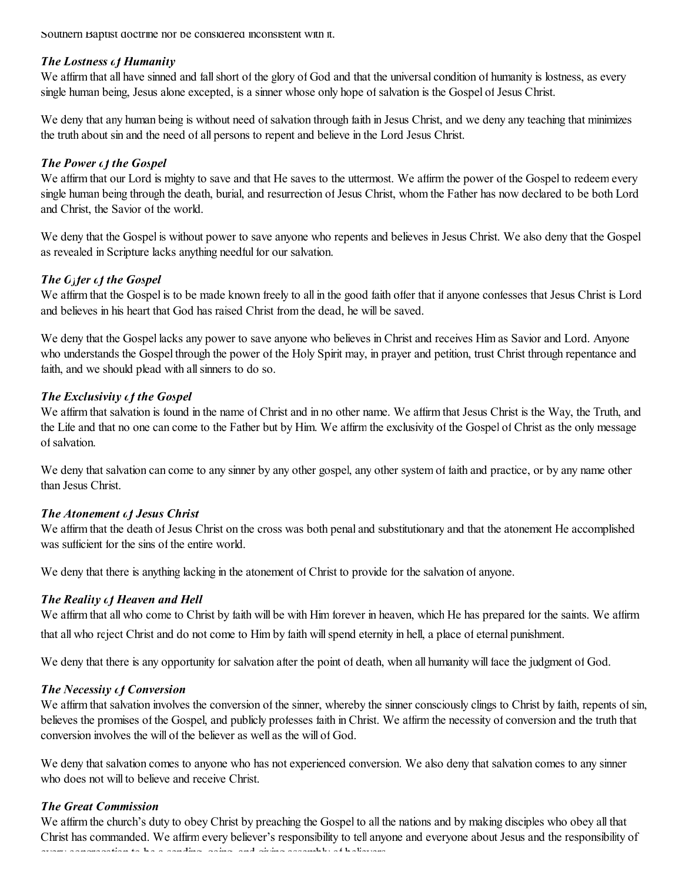Southern Baptist doctrine nor be considered inconsistent with it.

### *The Lostness of Humanity*

We affirm that all have sinned and fall short of the glory of God and that the universal condition of humanity is lostness, as every single human being, Jesus alone excepted, is a sinner whose only hope of salvation is the Gospel of Jesus Christ.

We deny that any human being is without need of salvation through faith in Jesus Christ, and we deny any teaching that minimizes the truth about sin and the need of all persons to repent and believe in the Lord Jesus Christ.

### *The Power of the Gospel*

We affirm that our Lord is mighty to save and that He saves to the uttermost. We affirm the power of the Gospel to redeem every single human being through the death, burial, and resurrection of Jesus Christ, whom the Father has now declared to be both Lord and Christ, the Savior of the world.

We deny that the Gospel is without power to save anyone who repents and believes in Jesus Christ. We also deny that the Gospel as revealed in Scripture lacks anything needful for our salvation.

### *The Offer of the Gospel*

We affirm that the Gospel is to be made known freely to all in the good faith offer that if anyone confesses that Jesus Christ is Lord and believes in his heart that God has raised Christ from the dead, he will be saved.

We deny that the Gospel lacks any power to save anyone who believes in Christ and receives Him as Savior and Lord. Anyone who understands the Gospel through the power of the Holy Spirit may, in prayer and petition, trust Christ through repentance and faith, and we should plead with all sinners to do so.

### *The Exclusivity of the Gospel*

We affirm that salvation is found in the name of Christ and in no other name. We affirm that Jesus Christ is the Way, the Truth, and the Life and that no one can come to the Father but by Him. We affirm the exclusivity of the Gospel of Christ as the only message of salvation.

We deny that salvation can come to any sinner by any other gospel, any other system of faith and practice, or by any name other than Jesus Christ.

### *The Atonement of Jesus Christ*

We affirm that the death of Jesus Christ on the cross was both penal and substitutionary and that the atonement He accomplished was sufficient for the sins of the entire world.

We deny that there is anything lacking in the atonement of Christ to provide for the salvation of anyone.

### *The Reality of Heaven and Hell*

We affirm that all who come to Christ by faith will be with Him forever in heaven, which He has prepared for the saints. We affirm that all who reject Christ and do not come to Him by faith will spend eternity in hell, a place of eternal punishment.

We deny that there is any opportunity for salvation after the point of death, when all humanity will face the judgment of God.

### *The Necessity of Conversion*

We affirm that salvation involves the conversion of the sinner, whereby the sinner consciously clings to Christ by faith, repents of sin, believes the promises of the Gospel, and publicly professes faith in Christ. We affirm the necessity of conversion and the truth that conversion involves the will of the believer as well as the will of God.

We deny that salvation comes to anyone who has not experienced conversion. We also deny that salvation comes to any sinner who does not will to believe and receive Christ.

### *The Great Commission*

We affirm the church's duty to obey Christ by preaching the Gospel to all the nations and by making disciples who obey all that Christ has commanded. We affirm every believer's responsibility to tell anyone and everyone about Jesus and the responsibility of every congregation to be a sending, going, and giving assembly of believers.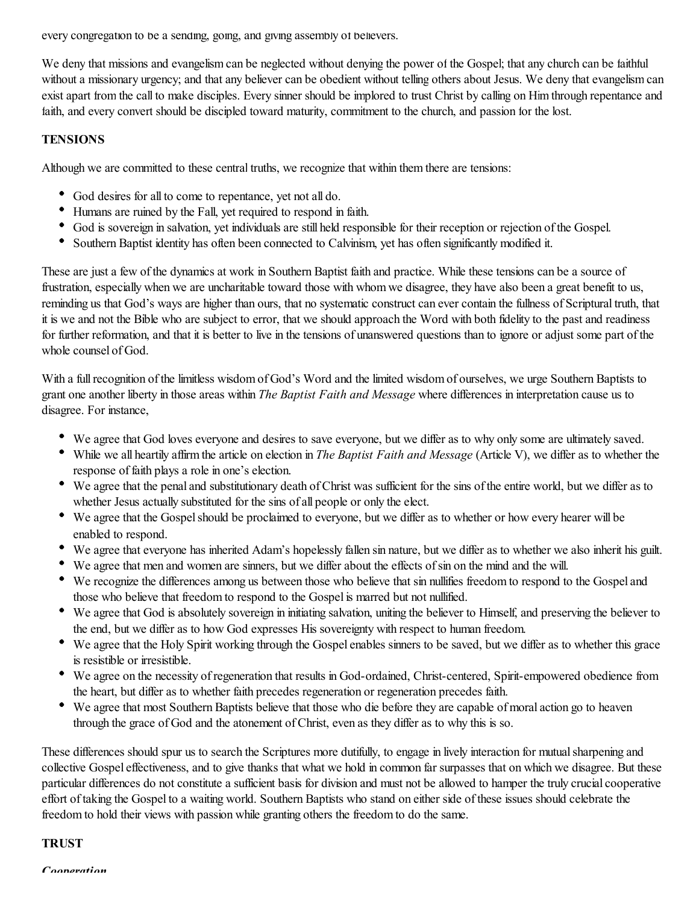every congregation to be a sending, going, and giving assembly of believers.

We deny that missions and evangelism can be neglected without denying the power of the Gospel; that any church can be faithful without a missionary urgency; and that any believer can be obedient without telling others about Jesus. We deny that evangelism can exist apart from the call to make disciples. Every sinner should be implored to trust Christ by calling on Him through repentance and faith, and every convert should be discipled toward maturity, commitment to the church, and passion for the lost.

**TENSIONS**

Although we are committed to these central truths, we recognize that within them there are tensions:

- God desires for all to come to repentance, yet not all do.
- Humans are ruined by the Fall, yet required to respond in faith.
- God is sovereign in salvation, yet individuals are still held responsible for their reception or rejection of the Gospel.
- Southern Baptist identity has often been connected to Calvinism, yet has often significantly modified it.

These are just a few of the dynamics at work in Southern Baptist faith and practice. While these tensions can be a source of frustration, especially when we are uncharitable toward those with whom we disagree, they have also been a great benefit to us, reminding us that God's ways are higher than ours, that no systematic construct can ever contain the fullness of Scriptural truth, that it is we and not the Bible who are subject to error, that we should approach the Word with both fidelity to the past and readiness for further reformation, and that it is better to live in the tensions of unanswered questions than to ignore or adjust some part of the whole counsel of God.

With a full recognition of the limitless wisdom of God's Word and the limited wisdom of ourselves, we urge Southern Baptists to grant one another liberty in those areas within *The Baptist Faith and Message* where differences in interpretation cause us to disagree. For instance,

- We agree that God loves everyone and desires to save everyone, but we differ as to why only some are ultimately saved.
- While we all heartily affirm the article on election in *The Baptist Faith and Message* (Article V), we differ as to whether the response of faith plays a role in one's election.
- We agree that the penal and substitutionary death of Christ was sufficient for the sins of the entire world, but we differ as to whether Jesus actually substituted for the sins of all people or only the elect.
- We agree that the Gospel should be proclaimed to everyone, but we differ as to whether or how every hearer will be enabled to respond.
- We agree that everyone has inherited Adam's hopelessly fallen sin nature, but we differ as to whether we also inherit his guilt.
- We agree that men and women are sinners, but we differ about the effects of sin on the mind and the will.
- We recognize the differences among us between those who believe that sin nullifies freedom to respond to the Gospel and those who believe that freedom to respond to the Gospel is marred but not nullified.
- We agree that God is absolutely sovereign in initiating salvation, uniting the believer to Himself, and preserving the believer to the end, but we differ as to how God expresses His sovereignty with respect to human freedom.
- We agree that the Holy Spirit working through the Gospel enables sinners to be saved, but we differ as to whether this grace is resistible or irresistible.
- We agree on the necessity of regeneration that results in God-ordained, Christ-centered, Spirit-empowered obedience from the heart, but differ as to whether faith precedes regeneration or regeneration precedes faith.
- We agree that most Southern Baptists believe that those who die before they are capable of moral action go to heaven through the grace of God and the atonement of Christ, even as they differ as to why this is so.

These differences should spur us to search the Scriptures more dutifully, to engage in lively interaction for mutual sharpening and collective Gospel effectiveness, and to give thanks that what we hold in common far surpasses that on which we disagree. But these particular differences do not constitute a sufficient basis for division and must not be allowed to hamper the truly crucial cooperative effort of taking the Gospel to a waiting world. Southern Baptists who stand on either side of these issues should celebrate the freedom to hold their views with passion while granting others the freedom to do the same.

**TRUST**

***Cooperation***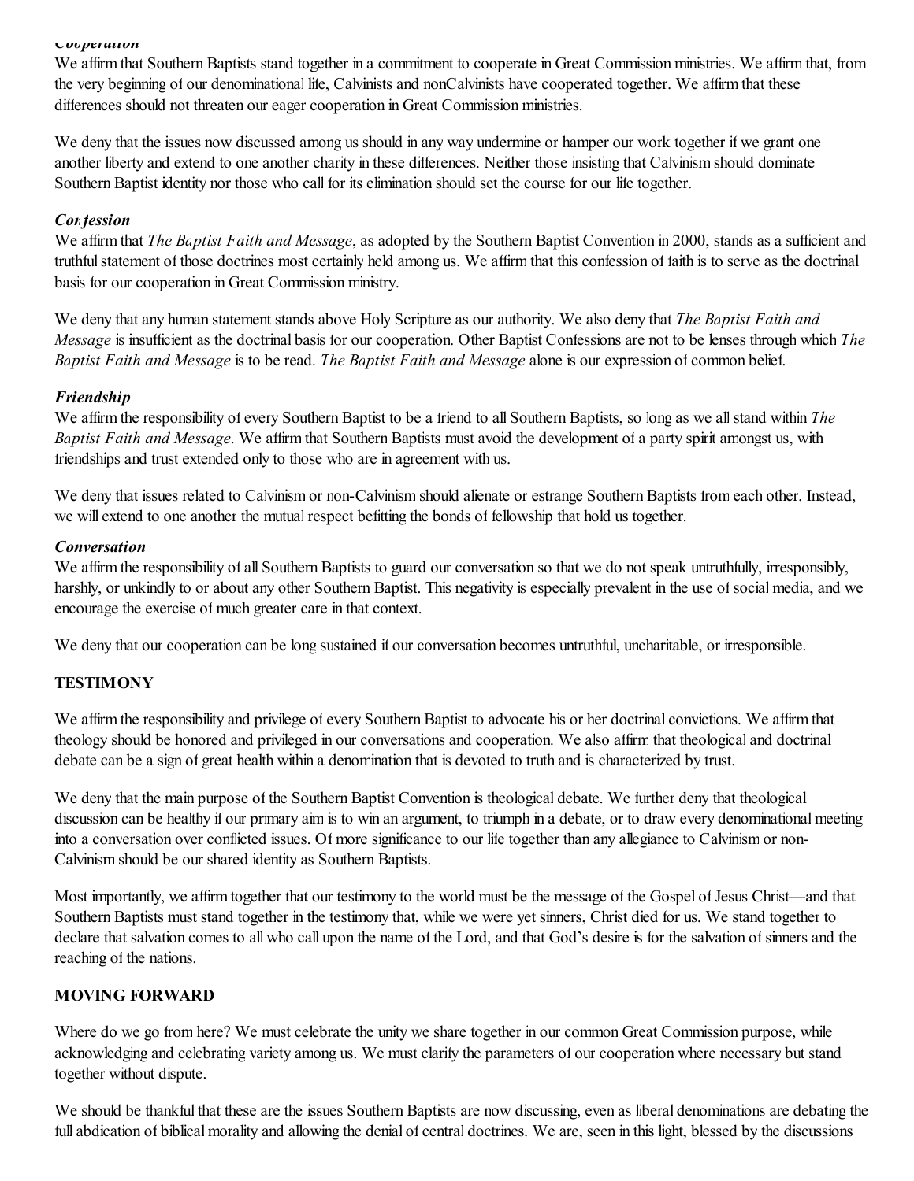### *Cooperation*

We affirm that Southern Baptists stand together in a commitment to cooperate in Great Commission ministries. We affirm that, from the very beginning of our denominational life, Calvinists and nonCalvinists have cooperated together. We affirm that these differences should not threaten our eager cooperation in Great Commission ministries.

We deny that the issues now discussed among us should in any way undermine or hamper our work together if we grant one another liberty and extend to one another charity in these differences. Neither those insisting that Calvinism should dominate Southern Baptist identity nor those who call for its elimination should set the course for our life together.

### *Confession*

We affirm that *The Baptist Faith and Message*, as adopted by the Southern Baptist Convention in 2000, stands as a sufficient and truthful statement of those doctrines most certainly held among us. We affirm that this confession of faith is to serve as the doctrinal basis for our cooperation in Great Commission ministry.

We deny that any human statement stands above Holy Scripture as our authority. We also deny that *The Baptist Faith and Message* is insufficient as the doctrinal basis for our cooperation. Other Baptist Confessions are not to be lenses through which *The Baptist Faith and Message* is to be read. *The Baptist Faith and Message* alone is our expression of common belief.

### *Friendship*

We affirm the responsibility of every Southern Baptist to be a friend to all Southern Baptists, so long as we all stand within *The Baptist Faith and Message*. We affirm that Southern Baptists must avoid the development of a party spirit amongst us, with friendships and trust extended only to those who are in agreement with us.

We deny that issues related to Calvinism or non-Calvinism should alienate or estrange Southern Baptists from each other. Instead, we will extend to one another the mutual respect befitting the bonds of fellowship that hold us together.

### *Conversation*

We affirm the responsibility of all Southern Baptists to guard our conversation so that we do not speak untruthfully, irresponsibly, harshly, or unkindly to or about any other Southern Baptist. This negativity is especially prevalent in the use of social media, and we encourage the exercise of much greater care in that context.

We deny that our cooperation can be long sustained if our conversation becomes untruthful, uncharitable, or irresponsible.

## TESTIMONY

We affirm the responsibility and privilege of every Southern Baptist to advocate his or her doctrinal convictions. We affirm that theology should be honored and privileged in our conversations and cooperation. We also affirm that theological and doctrinal debate can be a sign of great health within a denomination that is devoted to truth and is characterized by trust.

We deny that the main purpose of the Southern Baptist Convention is theological debate. We further deny that theological discussion can be healthy if our primary aim is to win an argument, to triumph in a debate, or to draw every denominational meeting into a conversation over conflicted issues. Of more significance to our life together than any allegiance to Calvinism or non-Calvinism should be our shared identity as Southern Baptists.

Most importantly, we affirm together that our testimony to the world must be the message of the Gospel of Jesus Christ—and that Southern Baptists must stand together in the testimony that, while we were yet sinners, Christ died for us. We stand together to declare that salvation comes to all who call upon the name of the Lord, and that God's desire is for the salvation of sinners and the reaching of the nations.

## MOVING FORWARD

Where do we go from here? We must celebrate the unity we share together in our common Great Commission purpose, while acknowledging and celebrating variety among us. We must clarify the parameters of our cooperation where necessary but stand together without dispute.

We should be thankful that these are the issues Southern Baptists are now discussing, even as liberal denominations are debating the full abdication of biblical morality and allowing the denial of central doctrines. We are, seen in this light, blessed by the discussions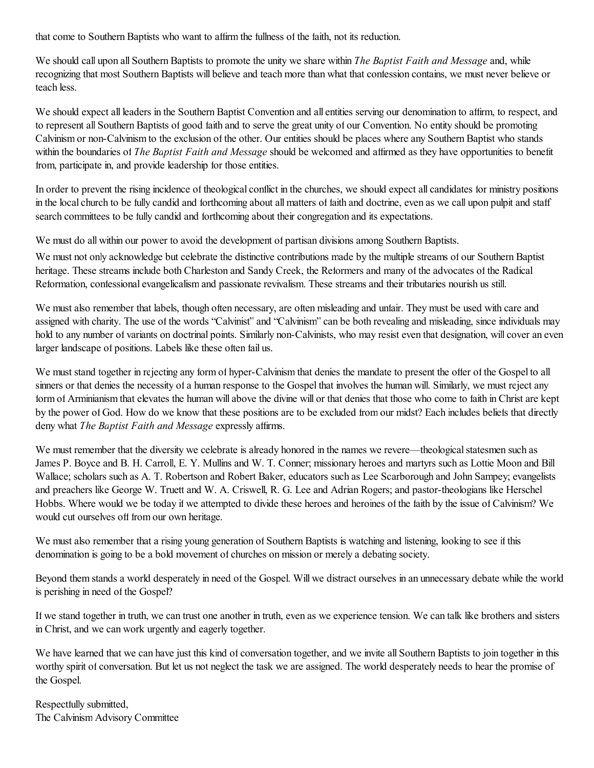that come to Southern Baptists who want to affirm the fullness of the faith, not its reduction.

We should call upon all Southern Baptists to promote the unity we share within *The Baptist Faith and Message* and, while recognizing that most Southern Baptists will believe and teach more than what that confession contains, we must never believe or teach less.

We should expect all leaders in the Southern Baptist Convention and all entities serving our denomination to affirm, to respect, and to represent all Southern Baptists of good faith and to serve the great unity of our Convention. No entity should be promoting Calvinism or non-Calvinism to the exclusion of the other. Our entities should be places where any Southern Baptist who stands within the boundaries of *The Baptist Faith and Message* should be welcomed and affirmed as they have opportunities to benefit from, participate in, and provide leadership for those entities.

In order to prevent the rising incidence of theological conflict in the churches, we should expect all candidates for ministry positions in the local church to be fully candid and forthcoming about all matters of faith and doctrine, even as we call upon pulpit and staff search committees to be fully candid and forthcoming about their congregation and its expectations.

We must do all within our power to avoid the development of partisan divisions among Southern Baptists.

We must not only acknowledge but celebrate the distinctive contributions made by the multiple streams of our Southern Baptist heritage. These streams include both Charleston and Sandy Creek, the Reformers and many of the advocates of the Radical Reformation, confessional evangelicalism and passionate revivalism. These streams and their tributaries nourish us still.

We must also remember that labels, though often necessary, are often misleading and unfair. They must be used with care and assigned with charity. The use of the words "Calvinist" and "Calvinism" can be both revealing and misleading, since individuals may hold to any number of variants on doctrinal points. Similarly non-Calvinists, who may resist even that designation, will cover an even larger landscape of positions. Labels like these often fail us.

We must stand together in rejecting any form of hyper-Calvinism that denies the mandate to present the offer of the Gospel to all sinners or that denies the necessity of a human response to the Gospel that involves the human will. Similarly, we must reject any form of Arminianism that elevates the human will above the divine will or that denies that those who come to faith in Christ are kept by the power of God. How do we know that these positions are to be excluded from our midst? Each includes beliefs that directly deny what *The Baptist Faith and Message* expressly affirms.

We must remember that the diversity we celebrate is already honored in the names we revere—theological statesmen such as James P. Boyce and B. H. Carroll, E. Y. Mullins and W. T. Conner; missionary heroes and martyrs such as Lottie Moon and Bill Wallace; scholars such as A. T. Robertson and Robert Baker, educators such as Lee Scarborough and John Sampey; evangelists and preachers like George W. Truett and W. A. Criswell, R. G. Lee and Adrian Rogers; and pastor-theologians like Herschel Hobbs. Where would we be today if we attempted to divide these heroes and heroines of the faith by the issue of Calvinism? We would cut ourselves off from our own heritage.

We must also remember that a rising young generation of Southern Baptists is watching and listening, looking to see if this denomination is going to be a bold movement of churches on mission or merely a debating society.

Beyond them stands a world desperately in need of the Gospel. Will we distract ourselves in an unnecessary debate while the world is perishing in need of the Gospel?

If we stand together in truth, we can trust one another in truth, even as we experience tension. We can talk like brothers and sisters in Christ, and we can work urgently and eagerly together.

We have learned that we can have just this kind of conversation together, and we invite all Southern Baptists to join together in this worthy spirit of conversation. But let us not neglect the task we are assigned. The world desperately needs to hear the promise of the Gospel.

Respectfully submitted,
The Calvinism Advisory Committee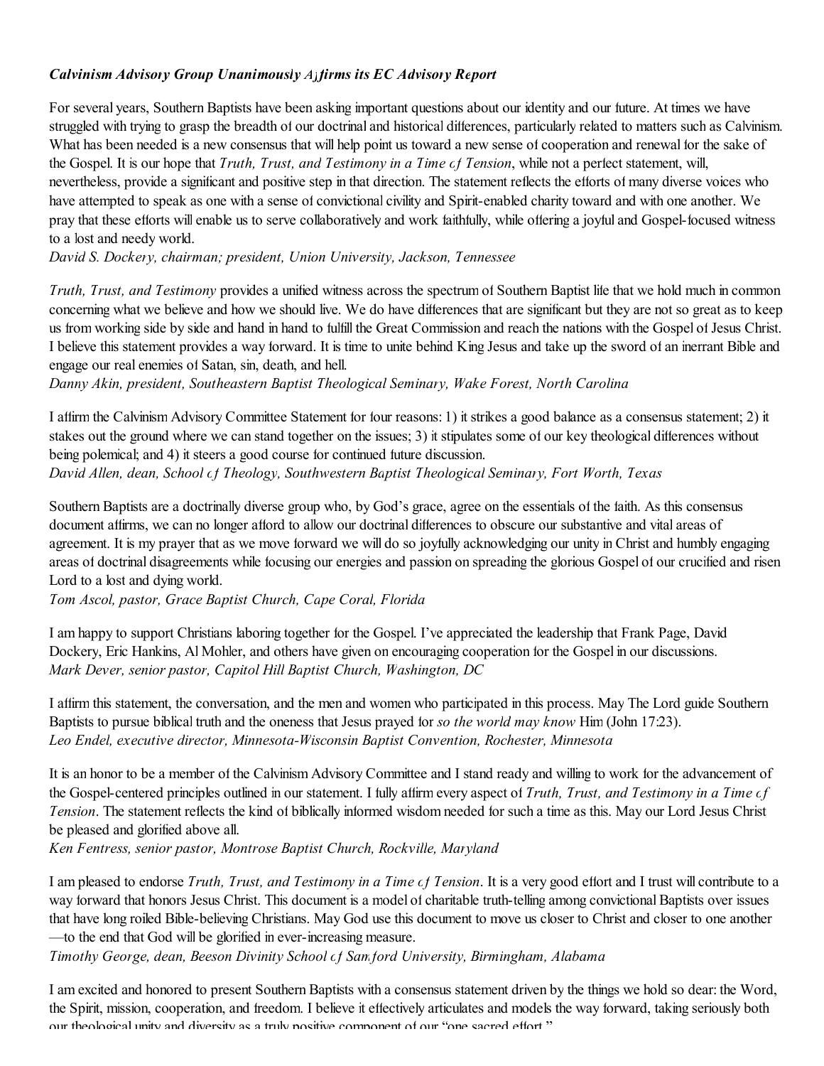***Calvinism Advisory Group Unanimously Affirms its EC Advisory Report***

For several years, Southern Baptists have been asking important questions about our identity and our future. At times we have struggled with trying to grasp the breadth of our doctrinal and historical differences, particularly related to matters such as Calvinism. What has been needed is a new consensus that will help point us toward a new sense of cooperation and renewal for the sake of the Gospel. It is our hope that *Truth, Trust, and Testimony in a Time of Tension*, while not a perfect statement, will, nevertheless, provide a significant and positive step in that direction. The statement reflects the efforts of many diverse voices who have attempted to speak as one with a sense of convictional civility and Spirit-enabled charity toward and with one another. We pray that these efforts will enable us to serve collaboratively and work faithfully, while offering a joyful and Gospel-focused witness to a lost and needy world.
*David S. Dockery, chairman; president, Union University, Jackson, Tennessee*

*Truth, Trust, and Testimony* provides a unified witness across the spectrum of Southern Baptist life that we hold much in common concerning what we believe and how we should live. We do have differences that are significant but they are not so great as to keep us from working side by side and hand in hand to fulfill the Great Commission and reach the nations with the Gospel of Jesus Christ. I believe this statement provides a way forward. It is time to unite behind King Jesus and take up the sword of an inerrant Bible and engage our real enemies of Satan, sin, death, and hell.
*Danny Akin, president, Southeastern Baptist Theological Seminary, Wake Forest, North Carolina*

I affirm the Calvinism Advisory Committee Statement for four reasons: 1) it strikes a good balance as a consensus statement; 2) it stakes out the ground where we can stand together on the issues; 3) it stipulates some of our key theological differences without being polemical; and 4) it steers a good course for continued future discussion.
*David Allen, dean, School of Theology, Southwestern Baptist Theological Seminary, Fort Worth, Texas*

Southern Baptists are a doctrinally diverse group who, by God's grace, agree on the essentials of the faith. As this consensus document affirms, we can no longer afford to allow our doctrinal differences to obscure our substantive and vital areas of agreement. It is my prayer that as we move forward we will do so joyfully acknowledging our unity in Christ and humbly engaging areas of doctrinal disagreements while focusing our energies and passion on spreading the glorious Gospel of our crucified and risen Lord to a lost and dying world.
*Tom Ascol, pastor, Grace Baptist Church, Cape Coral, Florida*

I am happy to support Christians laboring together for the Gospel. I've appreciated the leadership that Frank Page, David Dockery, Eric Hankins, Al Mohler, and others have given on encouraging cooperation for the Gospel in our discussions.
*Mark Dever, senior pastor, Capitol Hill Baptist Church, Washington, DC*

I affirm this statement, the conversation, and the men and women who participated in this process. May The Lord guide Southern Baptists to pursue biblical truth and the oneness that Jesus prayed for *so the world may know* Him (John 17:23).
*Leo Endel, executive director, Minnesota-Wisconsin Baptist Convention, Rochester, Minnesota*

It is an honor to be a member of the Calvinism Advisory Committee and I stand ready and willing to work for the advancement of the Gospel-centered principles outlined in our statement. I fully affirm every aspect of *Truth, Trust, and Testimony in a Time of Tension*. The statement reflects the kind of biblically informed wisdom needed for such a time as this. May our Lord Jesus Christ be pleased and glorified above all.
*Ken Fentress, senior pastor, Montrose Baptist Church, Rockville, Maryland*

I am pleased to endorse *Truth, Trust, and Testimony in a Time of Tension*. It is a very good effort and I trust will contribute to a way forward that honors Jesus Christ. This document is a model of charitable truth-telling among convictional Baptists over issues that have long roiled Bible-believing Christians. May God use this document to move us closer to Christ and closer to one another —to the end that God will be glorified in ever-increasing measure.
*Timothy George, dean, Beeson Divinity School of Samford University, Birmingham, Alabama*

I am excited and honored to present Southern Baptists with a consensus statement driven by the things we hold so dear: the Word, the Spirit, mission, cooperation, and freedom. I believe it effectively articulates and models the way forward, taking seriously both our theological unity and diversity as a truly positive component of our "one sacred effort."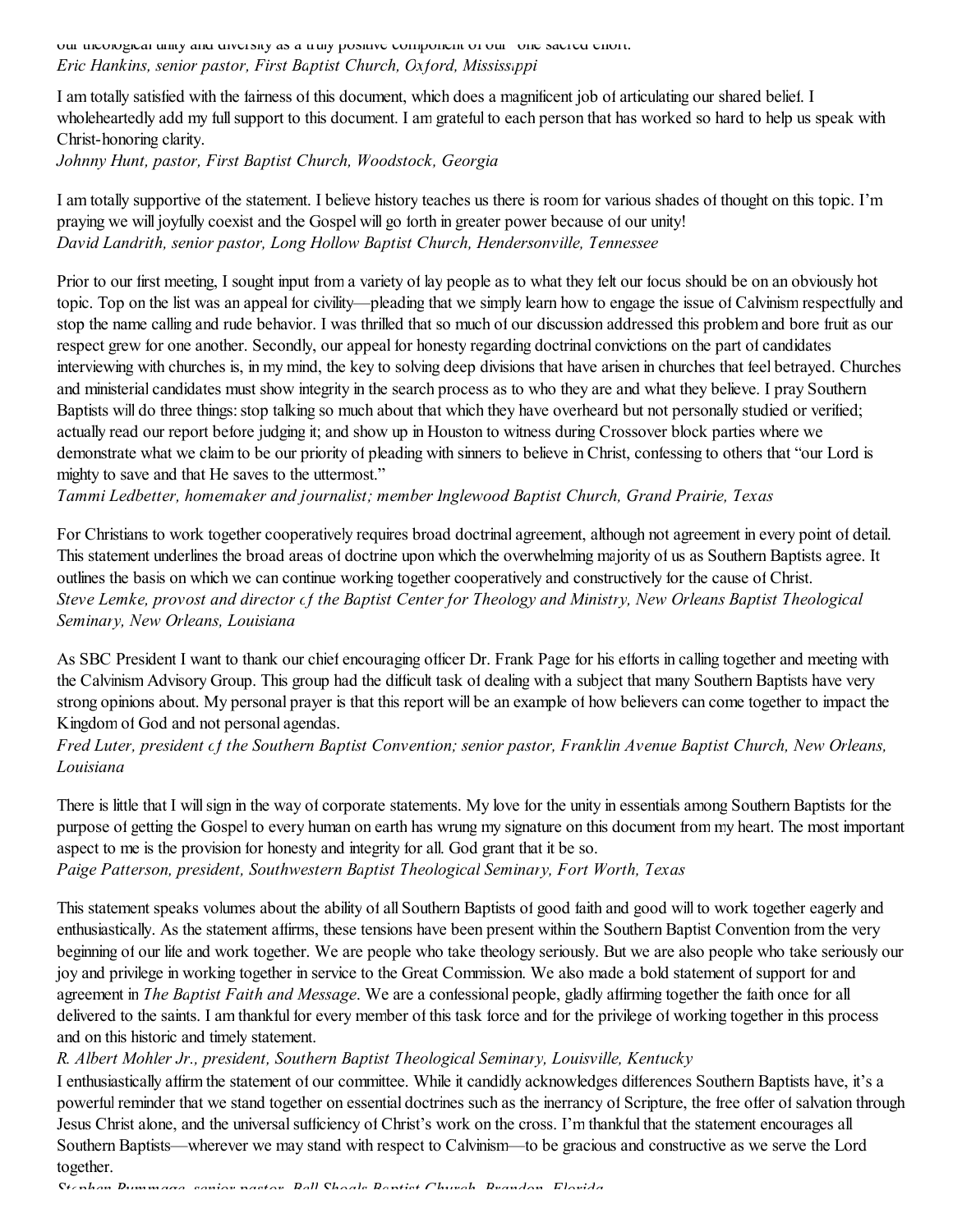our theological unity and diversity as a truly positive component of our "one sacred effort."
*Eric Hankins, senior pastor, First Baptist Church, Oxford, Mississippi*

I am totally satisfied with the fairness of this document, which does a magnificent job of articulating our shared belief. I wholeheartedly add my full support to this document. I am grateful to each person that has worked so hard to help us speak with Christ-honoring clarity.
*Johnny Hunt, pastor, First Baptist Church, Woodstock, Georgia*

I am totally supportive of the statement. I believe history teaches us there is room for various shades of thought on this topic. I'm praying we will joyfully coexist and the Gospel will go forth in greater power because of our unity!
*David Landrith, senior pastor, Long Hollow Baptist Church, Hendersonville, Tennessee*

Prior to our first meeting, I sought input from a variety of lay people as to what they felt our focus should be on an obviously hot topic. Top on the list was an appeal for civility—pleading that we simply learn how to engage the issue of Calvinism respectfully and stop the name calling and rude behavior. I was thrilled that so much of our discussion addressed this problem and bore fruit as our respect grew for one another. Secondly, our appeal for honesty regarding doctrinal convictions on the part of candidates interviewing with churches is, in my mind, the key to solving deep divisions that have arisen in churches that feel betrayed. Churches and ministerial candidates must show integrity in the search process as to who they are and what they believe. I pray Southern Baptists will do three things: stop talking so much about that which they have overheard but not personally studied or verified; actually read our report before judging it; and show up in Houston to witness during Crossover block parties where we demonstrate what we claim to be our priority of pleading with sinners to believe in Christ, confessing to others that "our Lord is mighty to save and that He saves to the uttermost."
*Tammi Ledbetter, homemaker and journalist; member Inglewood Baptist Church, Grand Prairie, Texas*

For Christians to work together cooperatively requires broad doctrinal agreement, although not agreement in every point of detail. This statement underlines the broad areas of doctrine upon which the overwhelming majority of us as Southern Baptists agree. It outlines the basis on which we can continue working together cooperatively and constructively for the cause of Christ.
*Steve Lemke, provost and director of the Baptist Center for Theology and Ministry, New Orleans Baptist Theological Seminary, New Orleans, Louisiana*

As SBC President I want to thank our chief encouraging officer Dr. Frank Page for his efforts in calling together and meeting with the Calvinism Advisory Group. This group had the difficult task of dealing with a subject that many Southern Baptists have very strong opinions about. My personal prayer is that this report will be an example of how believers can come together to impact the Kingdom of God and not personal agendas.
*Fred Luter, president of the Southern Baptist Convention; senior pastor, Franklin Avenue Baptist Church, New Orleans, Louisiana*

There is little that I will sign in the way of corporate statements. My love for the unity in essentials among Southern Baptists for the purpose of getting the Gospel to every human on earth has wrung my signature on this document from my heart. The most important aspect to me is the provision for honesty and integrity for all. God grant that it be so.
*Paige Patterson, president, Southwestern Baptist Theological Seminary, Fort Worth, Texas*

This statement speaks volumes about the ability of all Southern Baptists of good faith and good will to work together eagerly and enthusiastically. As the statement affirms, these tensions have been present within the Southern Baptist Convention from the very beginning of our life and work together. We are people who take theology seriously. But we are also people who take seriously our joy and privilege in working together in service to the Great Commission. We also made a bold statement of support for and agreement in *The Baptist Faith and Message*. We are a confessional people, gladly affirming together the faith once for all delivered to the saints. I am thankful for every member of this task force and for the privilege of working together in this process and on this historic and timely statement.
*R. Albert Mohler Jr., president, Southern Baptist Theological Seminary, Louisville, Kentucky*

I enthusiastically affirm the statement of our committee. While it candidly acknowledges differences Southern Baptists have, it's a powerful reminder that we stand together on essential doctrines such as the inerrancy of Scripture, the free offer of salvation through Jesus Christ alone, and the universal sufficiency of Christ's work on the cross. I'm thankful that the statement encourages all Southern Baptists—wherever we may stand with respect to Calvinism—to be gracious and constructive as we serve the Lord together.
*Stephen Rummage, senior pastor, Bell Shoals Baptist Church, Brandon, Florida*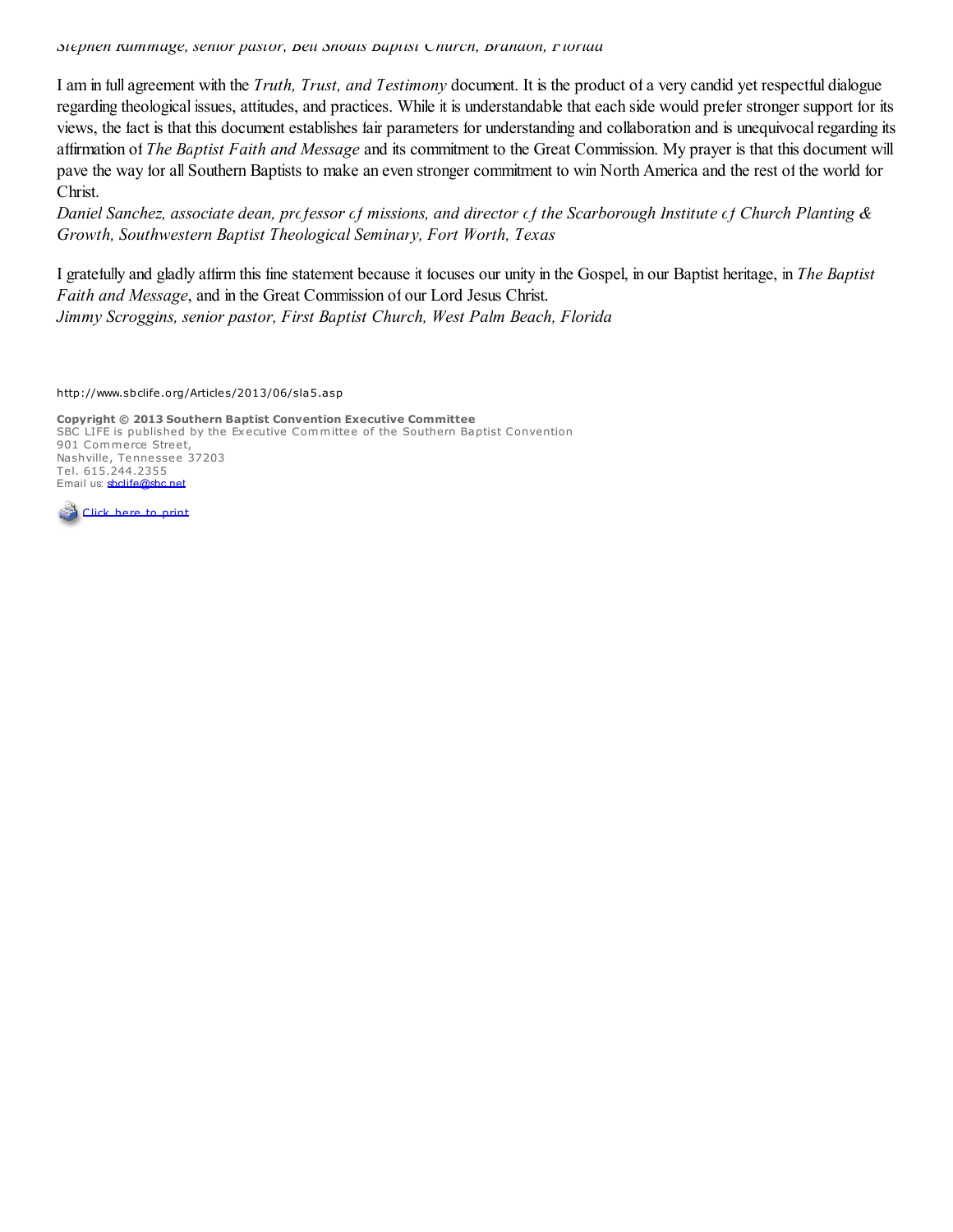*Stephen Rummage, senior pastor, Bell Shoals Baptist Church, Brandon, Florida*

I am in full agreement with the *Truth, Trust, and Testimony* document. It is the product of a very candid yet respectful dialogue regarding theological issues, attitudes, and practices. While it is understandable that each side would prefer stronger support for its views, the fact is that this document establishes fair parameters for understanding and collaboration and is unequivocal regarding its affirmation of *The Baptist Faith and Message* and its commitment to the Great Commission. My prayer is that this document will pave the way for all Southern Baptists to make an even stronger commitment to win North America and the rest of the world for Christ.
*Daniel Sanchez, associate dean, professor of missions, and director of the Scarborough Institute of Church Planting & Growth, Southwestern Baptist Theological Seminary, Fort Worth, Texas*

I gratefully and gladly affirm this fine statement because it focuses our unity in the Gospel, in our Baptist heritage, in *The Baptist Faith and Message*, and in the Great Commission of our Lord Jesus Christ.
*Jimmy Scroggins, senior pastor, First Baptist Church, West Palm Beach, Florida*

http://www.sbclife.org/Articles/2013/06/sla5.asp

**Copyright © 2013 Southern Baptist Convention Executive Committee**
SBC LIFE is published by the Executive Committee of the Southern Baptist Convention
901 Commerce Street,
Nashville, Tennessee 37203
Tel. 615.244.2355
Email us: sbclife@sbc.net

Click here to print